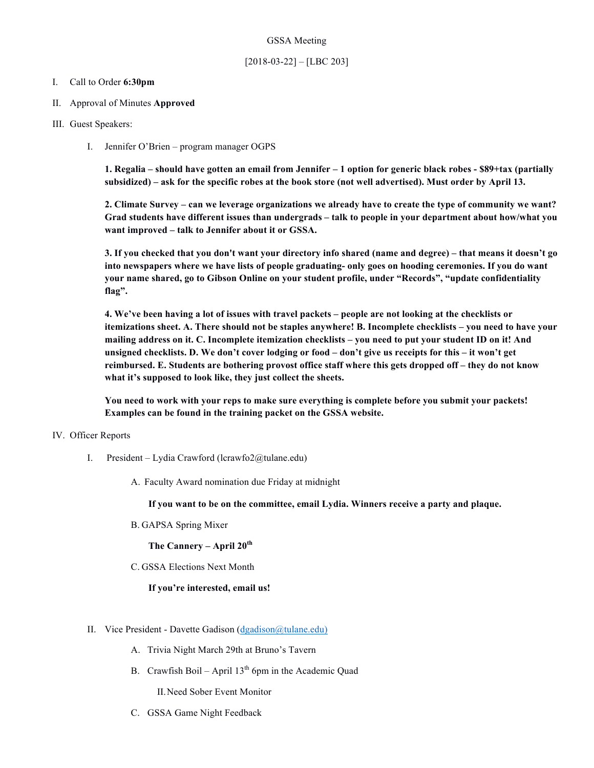GSSA Meeting

[2018-03-22] – [LBC 203]

I. Call to Order **6:30pm**

II. Approval of Minutes **Approved**

III. Guest Speakers:

   I. Jennifer O'Brien – program manager OGPS

      **1. Regalia – should have gotten an email from Jennifer – 1 option for generic black robes - $89+tax (partially subsidized) – ask for the specific robes at the book store (not well advertised). Must order by April 13.**

      **2. Climate Survey – can we leverage organizations we already have to create the type of community we want? Grad students have different issues than undergrads – talk to people in your department about how/what you want improved – talk to Jennifer about it or GSSA.**

      **3. If you checked that you don't want your directory info shared (name and degree) – that means it doesn't go into newspapers where we have lists of people graduating- only goes on hooding ceremonies. If you do want your name shared, go to Gibson Online on your student profile, under "Records", "update confidentiality flag".**

      **4. We've been having a lot of issues with travel packets – people are not looking at the checklists or itemizations sheet. A. There should not be staples anywhere! B. Incomplete checklists – you need to have your mailing address on it. C. Incomplete itemization checklists – you need to put your student ID on it! And unsigned checklists. D. We don't cover lodging or food – don't give us receipts for this – it won't get reimbursed. E. Students are bothering provost office staff where this gets dropped off – they do not know what it's supposed to look like, they just collect the sheets.**

      **You need to work with your reps to make sure everything is complete before you submit your packets! Examples can be found in the training packet on the GSSA website.**

IV. Officer Reports

   I. President – Lydia Crawford (lcrawfo2@tulane.edu)

      A. Faculty Award nomination due Friday at midnight

         **If you want to be on the committee, email Lydia. Winners receive a party and plaque.**

      B. GAPSA Spring Mixer

         **The Cannery – April 20th**

      C. GSSA Elections Next Month

         **If you're interested, email us!**

   II. Vice President - Davette Gadison (dgadison@tulane.edu)

      A. Trivia Night March 29th at Bruno's Tavern

      B. Crawfish Boil – April 13th 6pm in the Academic Quad

         II. Need Sober Event Monitor

      C. GSSA Game Night Feedback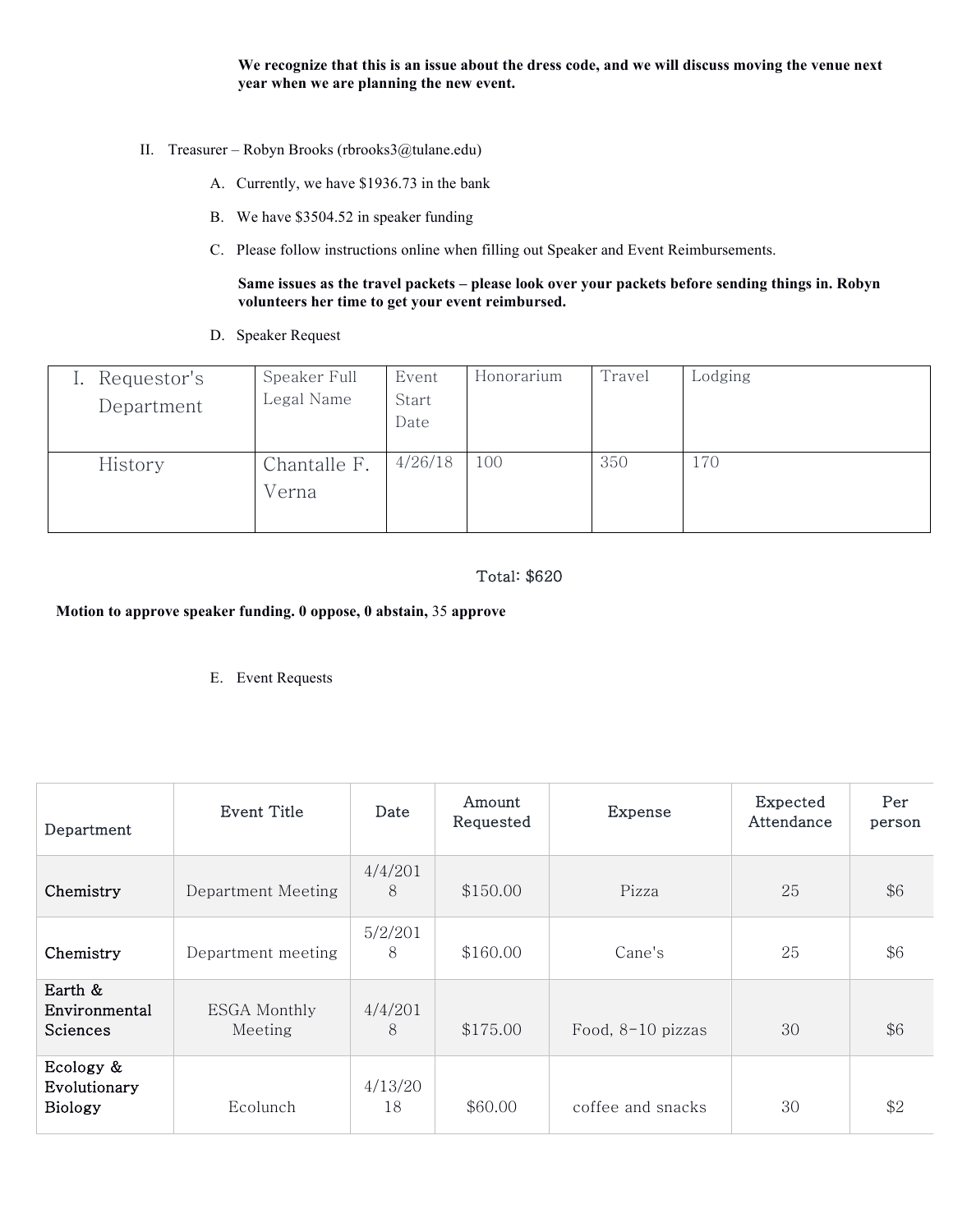**We recognize that this is an issue about the dress code, and we will discuss moving the venue next year when we are planning the new event.**

II. Treasurer – Robyn Brooks (rbrooks3@tulane.edu)

A. Currently, we have $1936.73 in the bank

B. We have $3504.52 in speaker funding

C. Please follow instructions online when filling out Speaker and Event Reimbursements.

**Same issues as the travel packets – please look over your packets before sending things in. Robyn volunteers her time to get your event reimbursed.**

D. Speaker Request

| I. Requestor's Department | Speaker Full Legal Name | Event Start Date | Honorarium | Travel | Lodging |
|---|---|---|---|---|---|
| History | Chantalle F. Verna | 4/26/18 | 100 | 350 | 170 |

Total: $620

**Motion to approve speaker funding. 0 oppose, 0 abstain,** 35 **approve**

E. Event Requests

| Department | Event Title | Date | Amount Requested | Expense | Expected Attendance | Per person |
|---|---|---|---|---|---|---|
| Chemistry | Department Meeting | 4/4/2018 | $150.00 | Pizza | 25 | $6 |
| Chemistry | Department meeting | 5/2/2018 | $160.00 | Cane's | 25 | $6 |
| Earth & Environmental Sciences | ESGA Monthly Meeting | 4/4/2018 | $175.00 | Food, 8-10 pizzas | 30 | $6 |
| Ecology & Evolutionary Biology | Ecolunch | 4/13/2018 | $60.00 | coffee and snacks | 30 | $2 |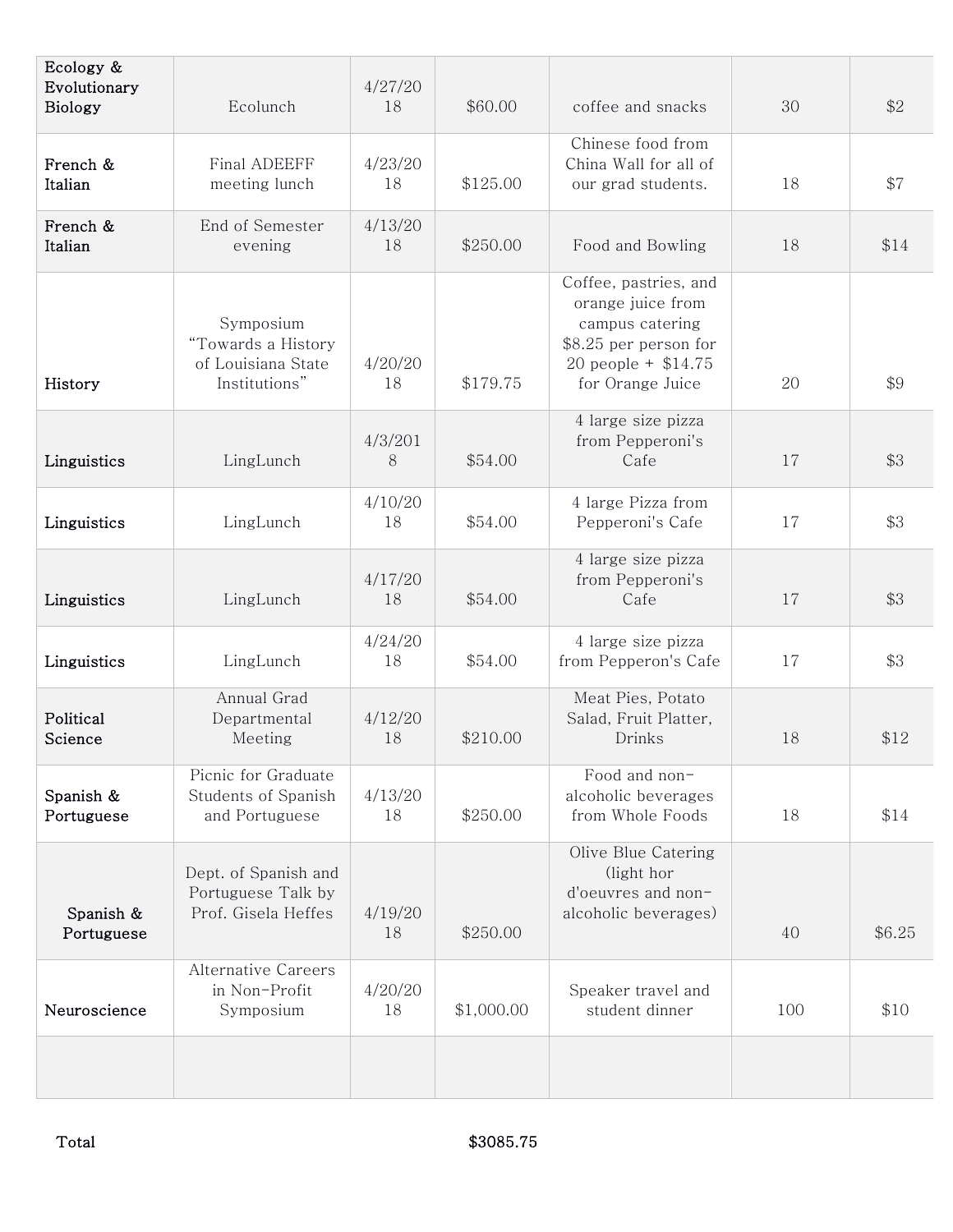| | | | | | | |
|---|---|---|---|---|---|---|
| **Ecology & Evolutionary Biology** | Ecolunch | 4/27/2018 | $60.00 | coffee and snacks | 30 | $2 |
| **French & Italian** | Final ADEEFF meeting lunch | 4/23/2018 | $125.00 | Chinese food from China Wall for all of our grad students. | 18 | $7 |
| **French & Italian** | End of Semester evening | 4/13/2018 | $250.00 | Food and Bowling | 18 | $14 |
| **History** | Symposium “Towards a History of Louisiana State Institutions” | 4/20/2018 | $179.75 | Coffee, pastries, and orange juice from campus catering $8.25 per person for 20 people + $14.75 for Orange Juice | 20 | $9 |
| **Linguistics** | LingLunch | 4/3/2018 | $54.00 | 4 large size pizza from Pepperoni's Cafe | 17 | $3 |
| **Linguistics** | LingLunch | 4/10/2018 | $54.00 | 4 large Pizza from Pepperoni's Cafe | 17 | $3 |
| **Linguistics** | LingLunch | 4/17/2018 | $54.00 | 4 large size pizza from Pepperoni's Cafe | 17 | $3 |
| **Linguistics** | LingLunch | 4/24/2018 | $54.00 | 4 large size pizza from Pepperon's Cafe | 17 | $3 |
| **Political Science** | Annual Grad Departmental Meeting | 4/12/2018 | $210.00 | Meat Pies, Potato Salad, Fruit Platter, Drinks | 18 | $12 |
| **Spanish & Portuguese** | Picnic for Graduate Students of Spanish and Portuguese | 4/13/2018 | $250.00 | Food and non-alcoholic beverages from Whole Foods | 18 | $14 |
| **Spanish & Portuguese** | Dept. of Spanish and Portuguese Talk by Prof. Gisela Heffes | 4/19/2018 | $250.00 | Olive Blue Catering (light hor d'oeuvres and non-alcoholic beverages) | 40 | $6.25 |
| **Neuroscience** | Alternative Careers in Non-Profit Symposium | 4/20/2018 | $1,000.00 | Speaker travel and student dinner | 100 | $10 |
| | | | | | | |

**Total** **$3085.75**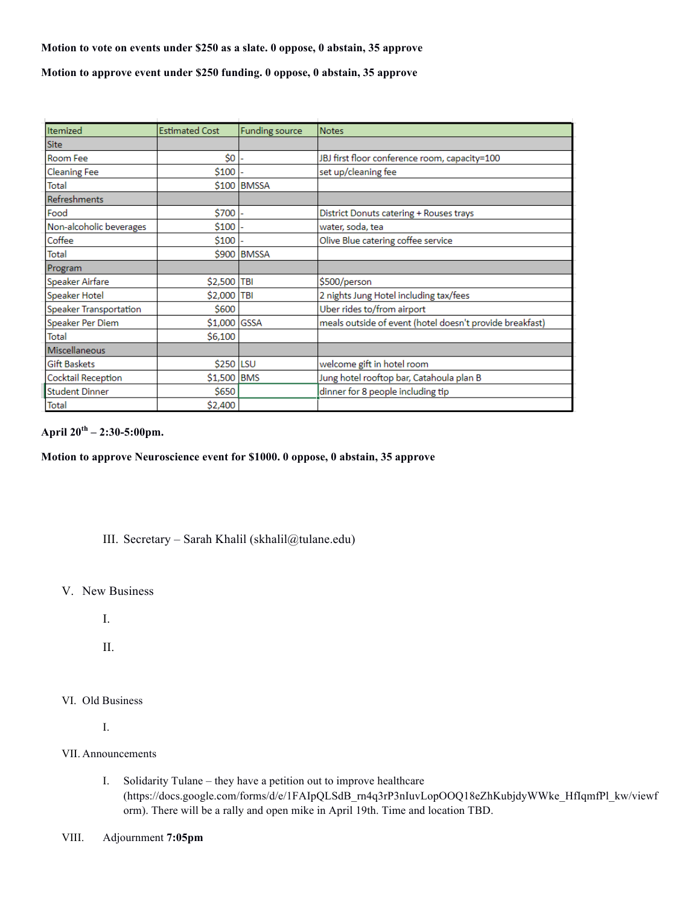**Motion to vote on events under $250 as a slate. 0 oppose, 0 abstain, 35 approve**

**Motion to approve event under $250 funding. 0 oppose, 0 abstain, 35 approve**

| Itemized | Estimated Cost | Funding source | Notes |
|---|---|---|---|
| Site | | | |
| Room Fee | $0 | - | JBJ first floor conference room, capacity=100 |
| Cleaning Fee | $100 | - | set up/cleaning fee |
| Total | $100 | BMSSA | |
| Refreshments | | | |
| Food | $700 | - | District Donuts catering + Rouses trays |
| Non-alcoholic beverages | $100 | - | water, soda, tea |
| Coffee | $100 | - | Olive Blue catering coffee service |
| Total | $900 | BMSSA | |
| Program | | | |
| Speaker Airfare | $2,500 | TBI | $500/person |
| Speaker Hotel | $2,000 | TBI | 2 nights Jung Hotel including tax/fees |
| Speaker Transportation | $600 | | Uber rides to/from airport |
| Speaker Per Diem | $1,000 | GSSA | meals outside of event (hotel doesn't provide breakfast) |
| Total | $6,100 | | |
| Miscellaneous | | | |
| Gift Baskets | $250 | LSU | welcome gift in hotel room |
| Cocktail Reception | $1,500 | BMS | Jung hotel rooftop bar, Catahoula plan B |
| Student Dinner | $650 | | dinner for 8 people including tip |
| Total | $2,400 | | |

**April 20th – 2:30-5:00pm.**

**Motion to approve Neuroscience event for $1000. 0 oppose, 0 abstain, 35 approve**

III. Secretary – Sarah Khalil (skhalil@tulane.edu)

V. New Business

I.

II.

VI. Old Business

I.

VII. Announcements

I. Solidarity Tulane – they have a petition out to improve healthcare (https://docs.google.com/forms/d/e/1FAIpQLSdB_rn4q3rP3nIuvLopOOQ18eZhKubjdyWWke_HfIqmfPl_kw/viewform). There will be a rally and open mike in April 19th. Time and location TBD.

VIII. Adjournment **7:05pm**